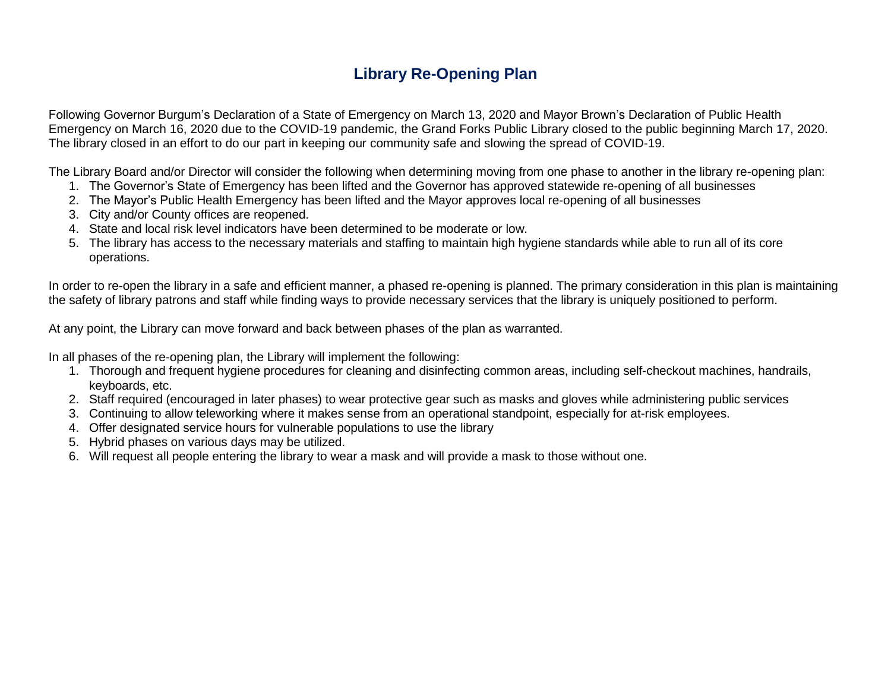# Library Re-Opening Plan

Following Governor Burgum's Declaration of a State of Emergency on March 13, 2020 and Mayor Brown's Declaration of Public Health Emergency on March 16, 2020 due to the COVID-19 pandemic, the Grand Forks Public Library closed to the public beginning March 17, 2020. The library closed in an effort to do our part in keeping our community safe and slowing the spread of COVID-19.

The Library Board and/or Director will consider the following when determining moving from one phase to another in the library re-opening plan:

1. The Governor's State of Emergency has been lifted and the Governor has approved statewide re-opening of all businesses
2. The Mayor's Public Health Emergency has been lifted and the Mayor approves local re-opening of all businesses
3. City and/or County offices are reopened.
4. State and local risk level indicators have been determined to be moderate or low.
5. The library has access to the necessary materials and staffing to maintain high hygiene standards while able to run all of its core operations.

In order to re-open the library in a safe and efficient manner, a phased re-opening is planned. The primary consideration in this plan is maintaining the safety of library patrons and staff while finding ways to provide necessary services that the library is uniquely positioned to perform.

At any point, the Library can move forward and back between phases of the plan as warranted.

In all phases of the re-opening plan, the Library will implement the following:

1. Thorough and frequent hygiene procedures for cleaning and disinfecting common areas, including self-checkout machines, handrails, keyboards, etc.
2. Staff required (encouraged in later phases) to wear protective gear such as masks and gloves while administering public services
3. Continuing to allow teleworking where it makes sense from an operational standpoint, especially for at-risk employees.
4. Offer designated service hours for vulnerable populations to use the library
5. Hybrid phases on various days may be utilized.
6. Will request all people entering the library to wear a mask and will provide a mask to those without one.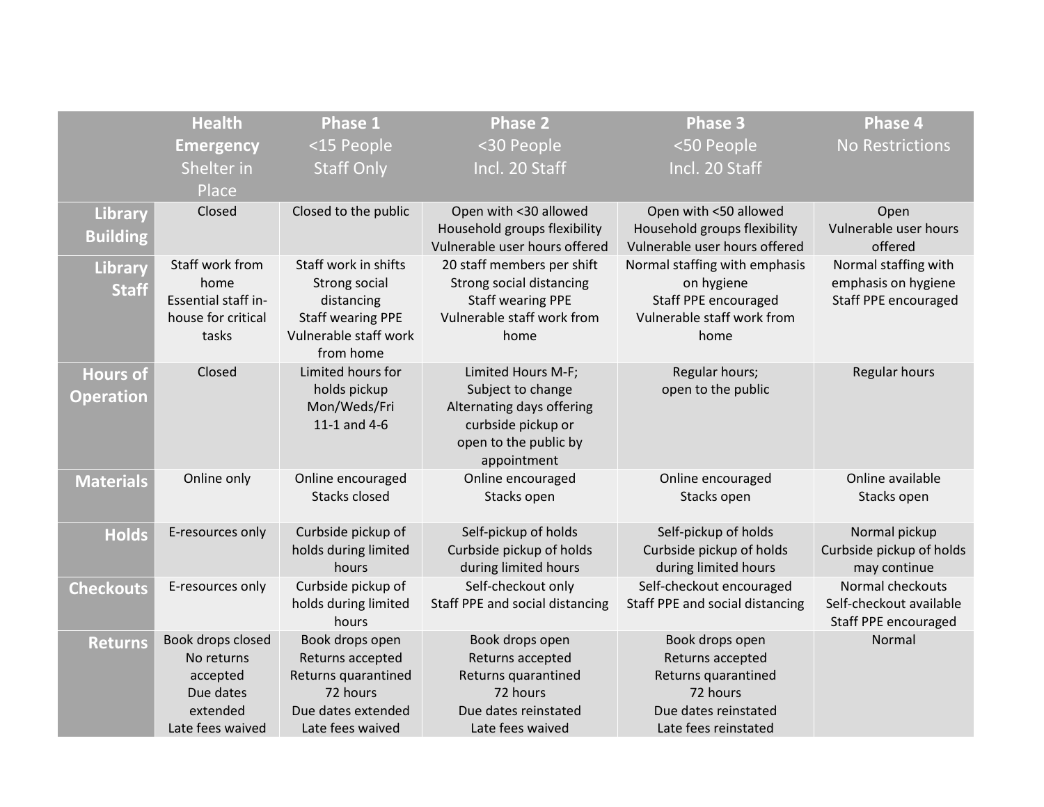| | **Health Emergency** Shelter in Place | **Phase 1** <15 People Staff Only | **Phase 2** <30 People Incl. 20 Staff | **Phase 3** <50 People Incl. 20 Staff | **Phase 4** No Restrictions |
|---|---|---|---|---|---|
| **Library Building** | Closed | Closed to the public | Open with <30 allowed<br>Household groups flexibility<br>Vulnerable user hours offered | Open with <50 allowed<br>Household groups flexibility<br>Vulnerable user hours offered | Open<br>Vulnerable user hours offered |
| **Library Staff** | Staff work from home<br>Essential staff in-house for critical tasks | Staff work in shifts<br>Strong social distancing<br>Staff wearing PPE<br>Vulnerable staff work from home | 20 staff members per shift<br>Strong social distancing<br>Staff wearing PPE<br>Vulnerable staff work from home | Normal staffing with emphasis on hygiene<br>Staff PPE encouraged<br>Vulnerable staff work from home | Normal staffing with emphasis on hygiene<br>Staff PPE encouraged |
| **Hours of Operation** | Closed | Limited hours for holds pickup<br>Mon/Weds/Fri<br>11-1 and 4-6 | Limited Hours M-F;<br>Subject to change<br>Alternating days offering curbside pickup or open to the public by appointment | Regular hours;<br>open to the public | Regular hours |
| **Materials** | Online only | Online encouraged<br>Stacks closed | Online encouraged<br>Stacks open | Online encouraged<br>Stacks open | Online available<br>Stacks open |
| **Holds** | E-resources only | Curbside pickup of holds during limited hours | Self-pickup of holds<br>Curbside pickup of holds during limited hours | Self-pickup of holds<br>Curbside pickup of holds during limited hours | Normal pickup<br>Curbside pickup of holds may continue |
| **Checkouts** | E-resources only | Curbside pickup of holds during limited hours | Self-checkout only<br>Staff PPE and social distancing | Self-checkout encouraged<br>Staff PPE and social distancing | Normal checkouts<br>Self-checkout available<br>Staff PPE encouraged |
| **Returns** | Book drops closed<br>No returns accepted<br>Due dates extended<br>Late fees waived | Book drops open<br>Returns accepted<br>Returns quarantined 72 hours<br>Due dates extended<br>Late fees waived | Book drops open<br>Returns accepted<br>Returns quarantined 72 hours<br>Due dates reinstated<br>Late fees waived | Book drops open<br>Returns accepted<br>Returns quarantined 72 hours<br>Due dates reinstated<br>Late fees reinstated | Normal |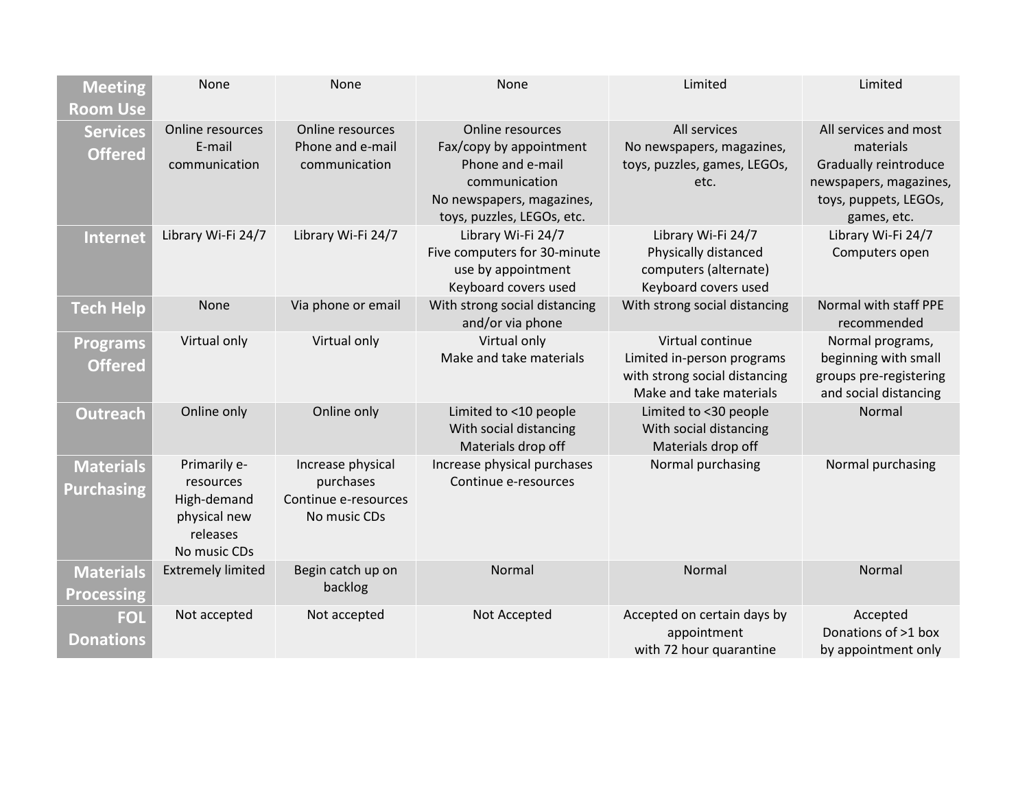| | | | | | |
|---|---|---|---|---|---|
| **Meeting Room Use** | None | None | None | Limited | Limited |
| **Services Offered** | Online resources<br>E-mail communication | Online resources<br>Phone and e-mail communication | Online resources<br>Fax/copy by appointment<br>Phone and e-mail communication<br>No newspapers, magazines, toys, puzzles, LEGOs, etc. | All services<br>No newspapers, magazines, toys, puzzles, games, LEGOs, etc. | All services and most materials<br>Gradually reintroduce newspapers, magazines, toys, puppets, LEGOs, games, etc. |
| **Internet** | Library Wi-Fi 24/7 | Library Wi-Fi 24/7 | Library Wi-Fi 24/7<br>Five computers for 30-minute use by appointment<br>Keyboard covers used | Library Wi-Fi 24/7<br>Physically distanced computers (alternate)<br>Keyboard covers used | Library Wi-Fi 24/7<br>Computers open |
| **Tech Help** | None | Via phone or email | With strong social distancing and/or via phone | With strong social distancing | Normal with staff PPE recommended |
| **Programs Offered** | Virtual only | Virtual only | Virtual only<br>Make and take materials | Virtual continue<br>Limited in-person programs with strong social distancing<br>Make and take materials | Normal programs, beginning with small groups pre-registering and social distancing |
| **Outreach** | Online only | Online only | Limited to <10 people<br>With social distancing<br>Materials drop off | Limited to <30 people<br>With social distancing<br>Materials drop off | Normal |
| **Materials Purchasing** | Primarily e-resources<br>High-demand physical new releases<br>No music CDs | Increase physical purchases<br>Continue e-resources<br>No music CDs | Increase physical purchases<br>Continue e-resources | Normal purchasing | Normal purchasing |
| **Materials Processing** | Extremely limited | Begin catch up on backlog | Normal | Normal | Normal |
| **FOL Donations** | Not accepted | Not accepted | Not Accepted | Accepted on certain days by appointment<br>with 72 hour quarantine | Accepted<br>Donations of >1 box by appointment only |